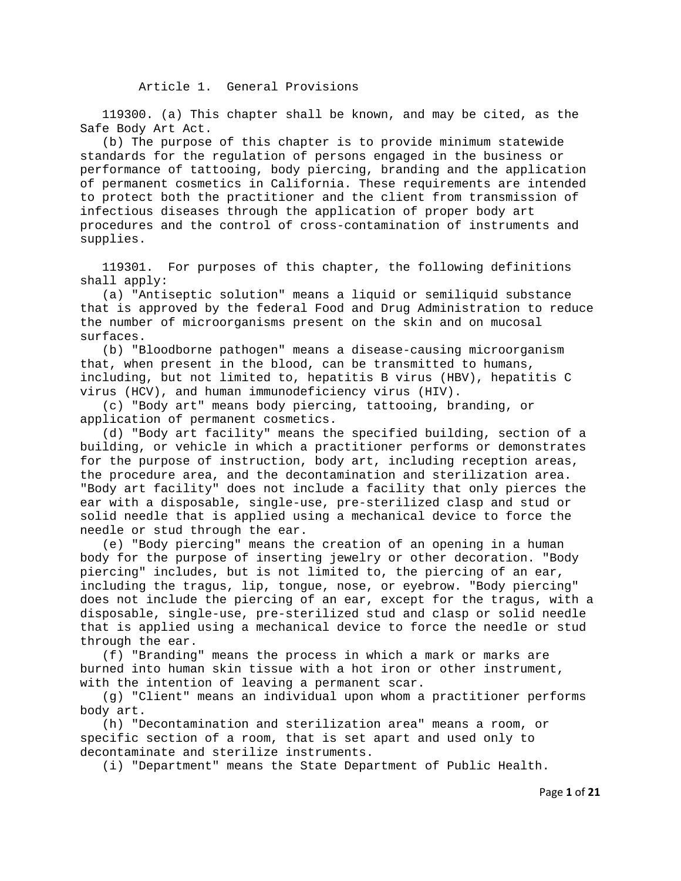## Article 1. General Provisions

119300. (a) This chapter shall be known, and may be cited, as the Safe Body Art Act.

(b) The purpose of this chapter is to provide minimum statewide standards for the regulation of persons engaged in the business or performance of tattooing, body piercing, branding and the application of permanent cosmetics in California. These requirements are intended to protect both the practitioner and the client from transmission of infectious diseases through the application of proper body art procedures and the control of cross-contamination of instruments and supplies.

119301. For purposes of this chapter, the following definitions shall apply:

(a) "Antiseptic solution" means a liquid or semiliquid substance that is approved by the federal Food and Drug Administration to reduce the number of microorganisms present on the skin and on mucosal surfaces.

(b) "Bloodborne pathogen" means a disease-causing microorganism that, when present in the blood, can be transmitted to humans, including, but not limited to, hepatitis B virus (HBV), hepatitis C virus (HCV), and human immunodeficiency virus (HIV).

(c) "Body art" means body piercing, tattooing, branding, or application of permanent cosmetics.

(d) "Body art facility" means the specified building, section of a building, or vehicle in which a practitioner performs or demonstrates for the purpose of instruction, body art, including reception areas, the procedure area, and the decontamination and sterilization area. "Body art facility" does not include a facility that only pierces the ear with a disposable, single-use, pre-sterilized clasp and stud or solid needle that is applied using a mechanical device to force the needle or stud through the ear.

(e) "Body piercing" means the creation of an opening in a human body for the purpose of inserting jewelry or other decoration. "Body piercing" includes, but is not limited to, the piercing of an ear, including the tragus, lip, tongue, nose, or eyebrow. "Body piercing" does not include the piercing of an ear, except for the tragus, with a disposable, single-use, pre-sterilized stud and clasp or solid needle that is applied using a mechanical device to force the needle or stud through the ear.

(f) "Branding" means the process in which a mark or marks are burned into human skin tissue with a hot iron or other instrument, with the intention of leaving a permanent scar.

(g) "Client" means an individual upon whom a practitioner performs body art.

(h) "Decontamination and sterilization area" means a room, or specific section of a room, that is set apart and used only to decontaminate and sterilize instruments.

(i) "Department" means the State Department of Public Health.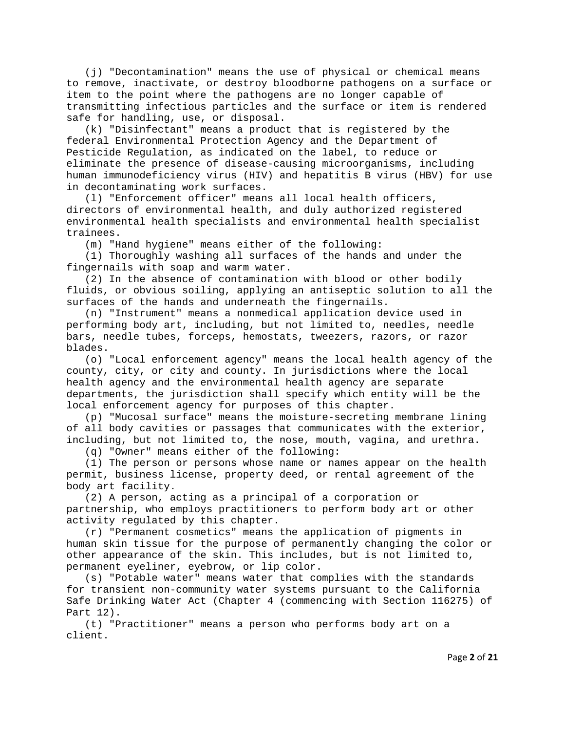(j) "Decontamination" means the use of physical or chemical means to remove, inactivate, or destroy bloodborne pathogens on a surface or item to the point where the pathogens are no longer capable of transmitting infectious particles and the surface or item is rendered safe for handling, use, or disposal.

(k) "Disinfectant" means a product that is registered by the federal Environmental Protection Agency and the Department of Pesticide Regulation, as indicated on the label, to reduce or eliminate the presence of disease-causing microorganisms, including human immunodeficiency virus (HIV) and hepatitis B virus (HBV) for use in decontaminating work surfaces.

(l) "Enforcement officer" means all local health officers, directors of environmental health, and duly authorized registered environmental health specialists and environmental health specialist trainees.

(m) "Hand hygiene" means either of the following:

(1) Thoroughly washing all surfaces of the hands and under the fingernails with soap and warm water.

(2) In the absence of contamination with blood or other bodily fluids, or obvious soiling, applying an antiseptic solution to all the surfaces of the hands and underneath the fingernails.

(n) "Instrument" means a nonmedical application device used in performing body art, including, but not limited to, needles, needle bars, needle tubes, forceps, hemostats, tweezers, razors, or razor blades.

(o) "Local enforcement agency" means the local health agency of the county, city, or city and county. In jurisdictions where the local health agency and the environmental health agency are separate departments, the jurisdiction shall specify which entity will be the local enforcement agency for purposes of this chapter.

(p) "Mucosal surface" means the moisture-secreting membrane lining of all body cavities or passages that communicates with the exterior, including, but not limited to, the nose, mouth, vagina, and urethra.

(q) "Owner" means either of the following:

(1) The person or persons whose name or names appear on the health permit, business license, property deed, or rental agreement of the body art facility.

(2) A person, acting as a principal of a corporation or partnership, who employs practitioners to perform body art or other activity regulated by this chapter.

(r) "Permanent cosmetics" means the application of pigments in human skin tissue for the purpose of permanently changing the color or other appearance of the skin. This includes, but is not limited to, permanent eyeliner, eyebrow, or lip color.

(s) "Potable water" means water that complies with the standards for transient non-community water systems pursuant to the California Safe Drinking Water Act (Chapter 4 (commencing with Section 116275) of Part 12).

(t) "Practitioner" means a person who performs body art on a client.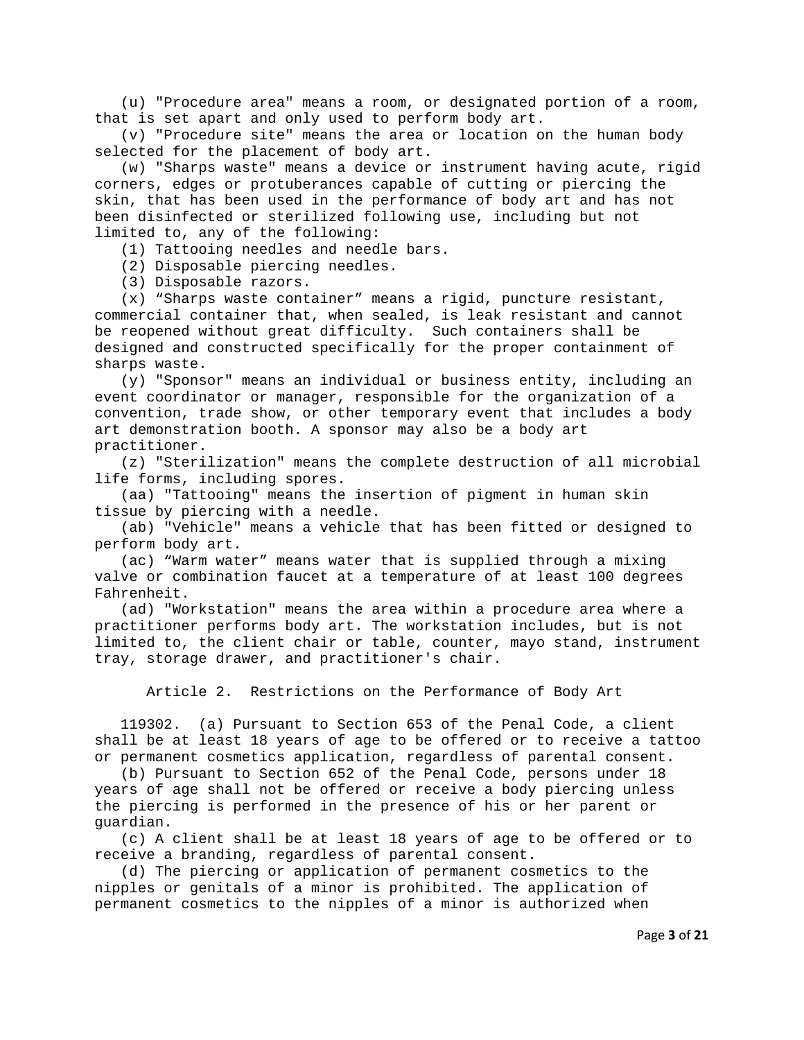(u) "Procedure area" means a room, or designated portion of a room, that is set apart and only used to perform body art.

(v) "Procedure site" means the area or location on the human body selected for the placement of body art.

(w) "Sharps waste" means a device or instrument having acute, rigid corners, edges or protuberances capable of cutting or piercing the skin, that has been used in the performance of body art and has not been disinfected or sterilized following use, including but not limited to, any of the following:

(1) Tattooing needles and needle bars.

(2) Disposable piercing needles.

(3) Disposable razors.

(x) “Sharps waste container” means a rigid, puncture resistant, commercial container that, when sealed, is leak resistant and cannot be reopened without great difficulty. Such containers shall be designed and constructed specifically for the proper containment of sharps waste.

(y) "Sponsor" means an individual or business entity, including an event coordinator or manager, responsible for the organization of a convention, trade show, or other temporary event that includes a body art demonstration booth. A sponsor may also be a body art practitioner.

(z) "Sterilization" means the complete destruction of all microbial life forms, including spores.

(aa) "Tattooing" means the insertion of pigment in human skin tissue by piercing with a needle.

(ab) "Vehicle" means a vehicle that has been fitted or designed to perform body art.

(ac) “Warm water” means water that is supplied through a mixing valve or combination faucet at a temperature of at least 100 degrees Fahrenheit.

(ad) "Workstation" means the area within a procedure area where a practitioner performs body art. The workstation includes, but is not limited to, the client chair or table, counter, mayo stand, instrument tray, storage drawer, and practitioner's chair.

## Article 2. Restrictions on the Performance of Body Art

119302. (a) Pursuant to Section 653 of the Penal Code, a client shall be at least 18 years of age to be offered or to receive a tattoo or permanent cosmetics application, regardless of parental consent.

(b) Pursuant to Section 652 of the Penal Code, persons under 18 years of age shall not be offered or receive a body piercing unless the piercing is performed in the presence of his or her parent or guardian.

(c) A client shall be at least 18 years of age to be offered or to receive a branding, regardless of parental consent.

(d) The piercing or application of permanent cosmetics to the nipples or genitals of a minor is prohibited. The application of permanent cosmetics to the nipples of a minor is authorized when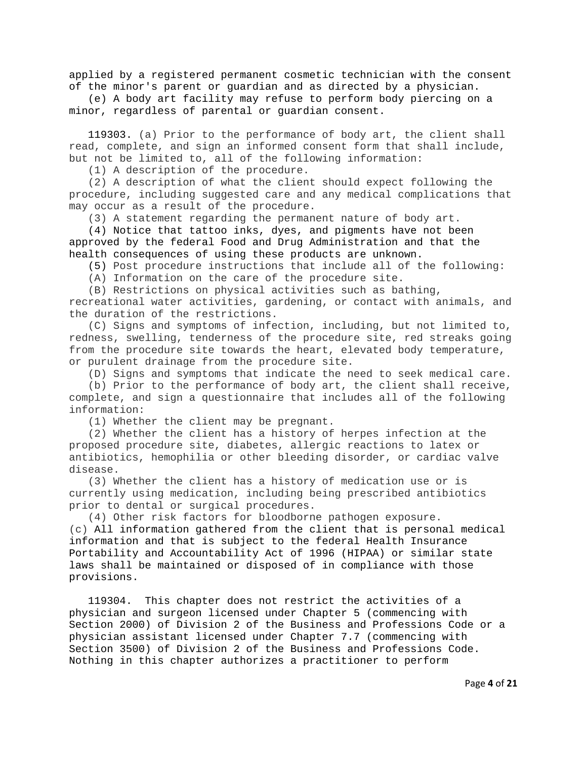applied by a registered permanent cosmetic technician with the consent of the minor's parent or guardian and as directed by a physician.

(e) A body art facility may refuse to perform body piercing on a minor, regardless of parental or guardian consent.

119303. (a) Prior to the performance of body art, the client shall read, complete, and sign an informed consent form that shall include, but not be limited to, all of the following information:

(1) A description of the procedure.

(2) A description of what the client should expect following the procedure, including suggested care and any medical complications that may occur as a result of the procedure.

(3) A statement regarding the permanent nature of body art.

(4) Notice that tattoo inks, dyes, and pigments have not been approved by the federal Food and Drug Administration and that the health consequences of using these products are unknown.

(5) Post procedure instructions that include all of the following:

(A) Information on the care of the procedure site.

(B) Restrictions on physical activities such as bathing, recreational water activities, gardening, or contact with animals, and the duration of the restrictions.

(C) Signs and symptoms of infection, including, but not limited to, redness, swelling, tenderness of the procedure site, red streaks going from the procedure site towards the heart, elevated body temperature, or purulent drainage from the procedure site.

(D) Signs and symptoms that indicate the need to seek medical care.

(b) Prior to the performance of body art, the client shall receive, complete, and sign a questionnaire that includes all of the following information:

(1) Whether the client may be pregnant.

(2) Whether the client has a history of herpes infection at the proposed procedure site, diabetes, allergic reactions to latex or antibiotics, hemophilia or other bleeding disorder, or cardiac valve disease.

(3) Whether the client has a history of medication use or is currently using medication, including being prescribed antibiotics prior to dental or surgical procedures.

(4) Other risk factors for bloodborne pathogen exposure.

(c) All information gathered from the client that is personal medical information and that is subject to the federal Health Insurance Portability and Accountability Act of 1996 (HIPAA) or similar state laws shall be maintained or disposed of in compliance with those provisions.

119304. This chapter does not restrict the activities of a physician and surgeon licensed under Chapter 5 (commencing with Section 2000) of Division 2 of the Business and Professions Code or a physician assistant licensed under Chapter 7.7 (commencing with Section 3500) of Division 2 of the Business and Professions Code. Nothing in this chapter authorizes a practitioner to perform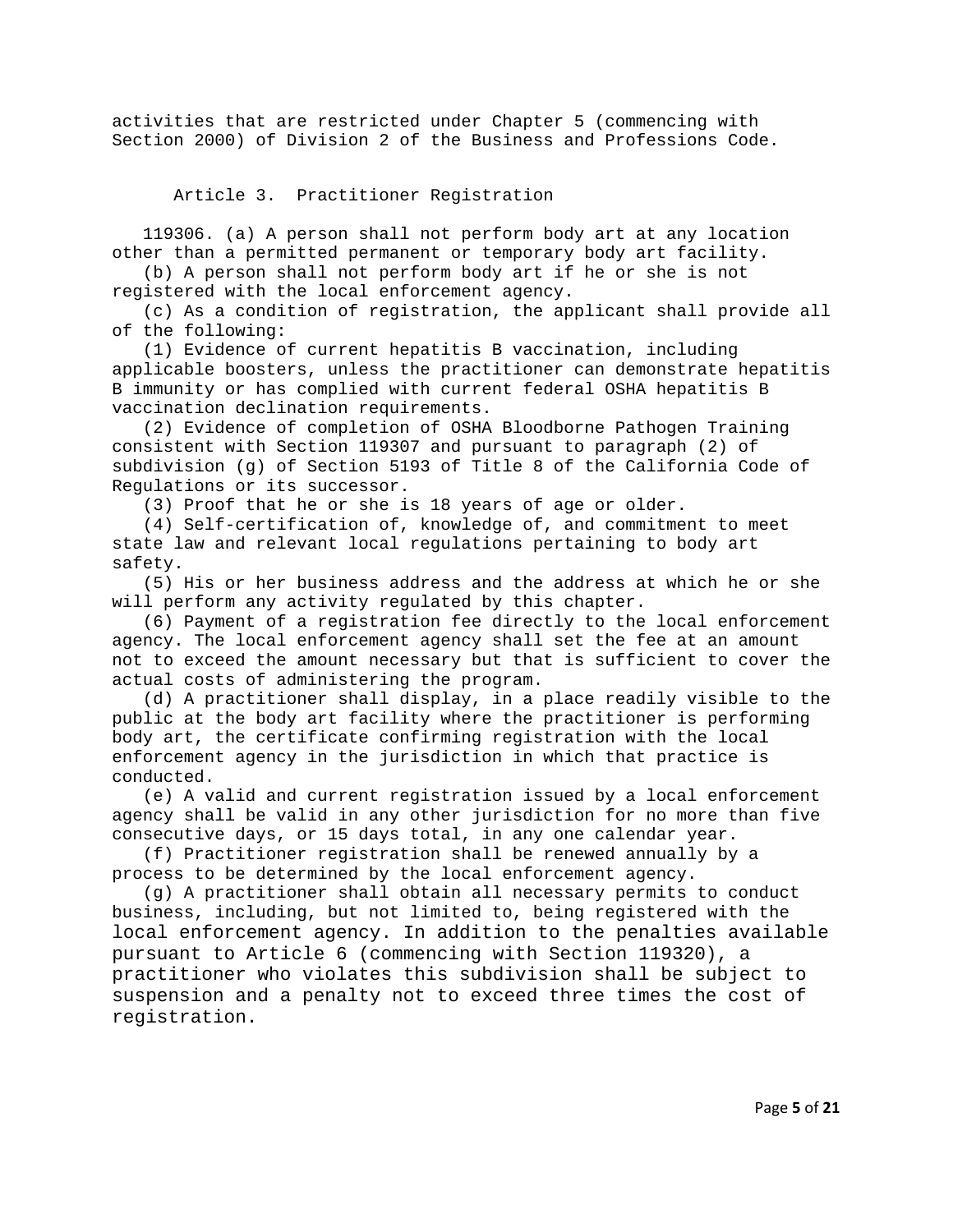activities that are restricted under Chapter 5 (commencing with Section 2000) of Division 2 of the Business and Professions Code.

### Article 3. Practitioner Registration

119306. (a) A person shall not perform body art at any location other than a permitted permanent or temporary body art facility.

(b) A person shall not perform body art if he or she is not registered with the local enforcement agency.

(c) As a condition of registration, the applicant shall provide all of the following:

(1) Evidence of current hepatitis B vaccination, including applicable boosters, unless the practitioner can demonstrate hepatitis B immunity or has complied with current federal OSHA hepatitis B vaccination declination requirements.

(2) Evidence of completion of OSHA Bloodborne Pathogen Training consistent with Section 119307 and pursuant to paragraph (2) of subdivision (g) of Section 5193 of Title 8 of the California Code of Regulations or its successor.

(3) Proof that he or she is 18 years of age or older.

(4) Self-certification of, knowledge of, and commitment to meet state law and relevant local regulations pertaining to body art safety.

(5) His or her business address and the address at which he or she will perform any activity regulated by this chapter.

(6) Payment of a registration fee directly to the local enforcement agency. The local enforcement agency shall set the fee at an amount not to exceed the amount necessary but that is sufficient to cover the actual costs of administering the program.

(d) A practitioner shall display, in a place readily visible to the public at the body art facility where the practitioner is performing body art, the certificate confirming registration with the local enforcement agency in the jurisdiction in which that practice is conducted.

(e) A valid and current registration issued by a local enforcement agency shall be valid in any other jurisdiction for no more than five consecutive days, or 15 days total, in any one calendar year.

(f) Practitioner registration shall be renewed annually by a process to be determined by the local enforcement agency.

(g) A practitioner shall obtain all necessary permits to conduct business, including, but not limited to, being registered with the local enforcement agency. In addition to the penalties available pursuant to Article 6 (commencing with Section 119320), a practitioner who violates this subdivision shall be subject to suspension and a penalty not to exceed three times the cost of registration.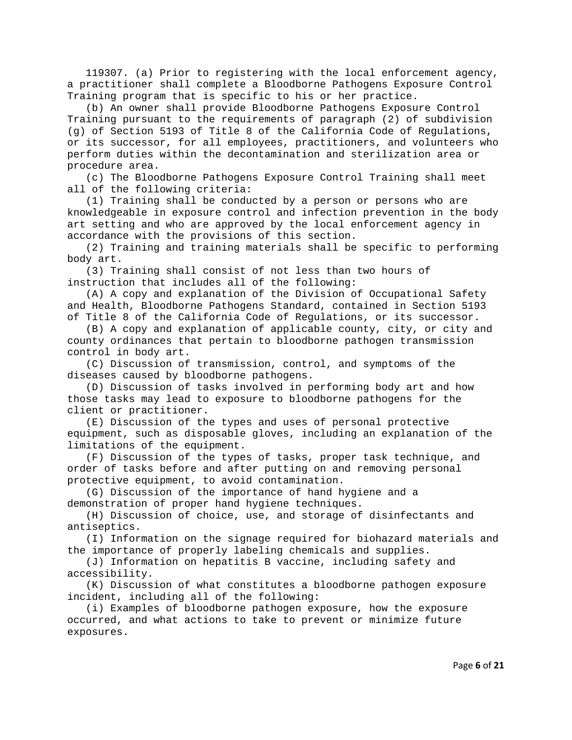119307. (a) Prior to registering with the local enforcement agency, a practitioner shall complete a Bloodborne Pathogens Exposure Control Training program that is specific to his or her practice.

(b) An owner shall provide Bloodborne Pathogens Exposure Control Training pursuant to the requirements of paragraph (2) of subdivision (g) of Section 5193 of Title 8 of the California Code of Regulations, or its successor, for all employees, practitioners, and volunteers who perform duties within the decontamination and sterilization area or procedure area.

(c) The Bloodborne Pathogens Exposure Control Training shall meet all of the following criteria:

(1) Training shall be conducted by a person or persons who are knowledgeable in exposure control and infection prevention in the body art setting and who are approved by the local enforcement agency in accordance with the provisions of this section.

(2) Training and training materials shall be specific to performing body art.

(3) Training shall consist of not less than two hours of instruction that includes all of the following:

(A) A copy and explanation of the Division of Occupational Safety and Health, Bloodborne Pathogens Standard, contained in Section 5193 of Title 8 of the California Code of Regulations, or its successor.

(B) A copy and explanation of applicable county, city, or city and county ordinances that pertain to bloodborne pathogen transmission control in body art.

(C) Discussion of transmission, control, and symptoms of the diseases caused by bloodborne pathogens.

(D) Discussion of tasks involved in performing body art and how those tasks may lead to exposure to bloodborne pathogens for the client or practitioner.

(E) Discussion of the types and uses of personal protective equipment, such as disposable gloves, including an explanation of the limitations of the equipment.

(F) Discussion of the types of tasks, proper task technique, and order of tasks before and after putting on and removing personal protective equipment, to avoid contamination.

(G) Discussion of the importance of hand hygiene and a demonstration of proper hand hygiene techniques.

(H) Discussion of choice, use, and storage of disinfectants and antiseptics.

(I) Information on the signage required for biohazard materials and the importance of properly labeling chemicals and supplies.

(J) Information on hepatitis B vaccine, including safety and accessibility.

(K) Discussion of what constitutes a bloodborne pathogen exposure incident, including all of the following:

(i) Examples of bloodborne pathogen exposure, how the exposure occurred, and what actions to take to prevent or minimize future exposures.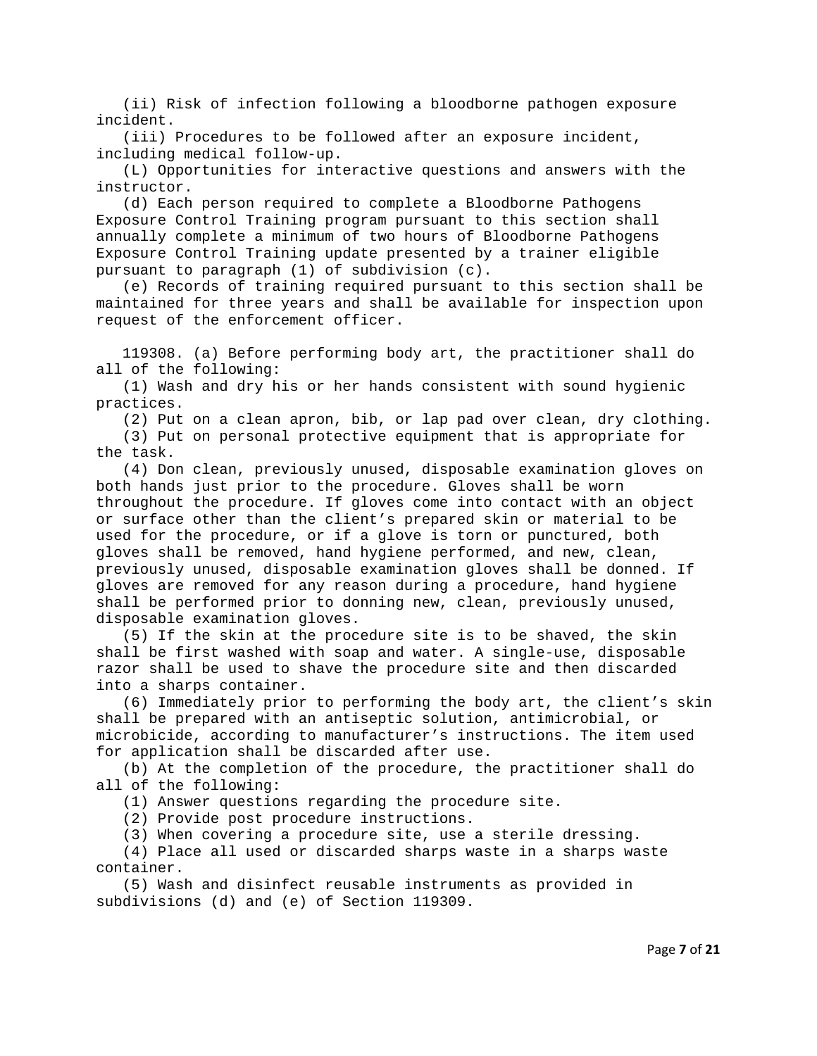(ii) Risk of infection following a bloodborne pathogen exposure incident.

(iii) Procedures to be followed after an exposure incident, including medical follow-up.

(L) Opportunities for interactive questions and answers with the instructor.

(d) Each person required to complete a Bloodborne Pathogens Exposure Control Training program pursuant to this section shall annually complete a minimum of two hours of Bloodborne Pathogens Exposure Control Training update presented by a trainer eligible pursuant to paragraph (1) of subdivision (c).

(e) Records of training required pursuant to this section shall be maintained for three years and shall be available for inspection upon request of the enforcement officer.

119308. (a) Before performing body art, the practitioner shall do all of the following:

(1) Wash and dry his or her hands consistent with sound hygienic practices.

(2) Put on a clean apron, bib, or lap pad over clean, dry clothing.

(3) Put on personal protective equipment that is appropriate for the task.

(4) Don clean, previously unused, disposable examination gloves on both hands just prior to the procedure. Gloves shall be worn throughout the procedure. If gloves come into contact with an object or surface other than the client's prepared skin or material to be used for the procedure, or if a glove is torn or punctured, both gloves shall be removed, hand hygiene performed, and new, clean, previously unused, disposable examination gloves shall be donned. If gloves are removed for any reason during a procedure, hand hygiene shall be performed prior to donning new, clean, previously unused, disposable examination gloves.

(5) If the skin at the procedure site is to be shaved, the skin shall be first washed with soap and water. A single-use, disposable razor shall be used to shave the procedure site and then discarded into a sharps container.

(6) Immediately prior to performing the body art, the client's skin shall be prepared with an antiseptic solution, antimicrobial, or microbicide, according to manufacturer's instructions. The item used for application shall be discarded after use.

(b) At the completion of the procedure, the practitioner shall do all of the following:

(1) Answer questions regarding the procedure site.

(2) Provide post procedure instructions.

(3) When covering a procedure site, use a sterile dressing.

(4) Place all used or discarded sharps waste in a sharps waste container.

(5) Wash and disinfect reusable instruments as provided in subdivisions (d) and (e) of Section 119309.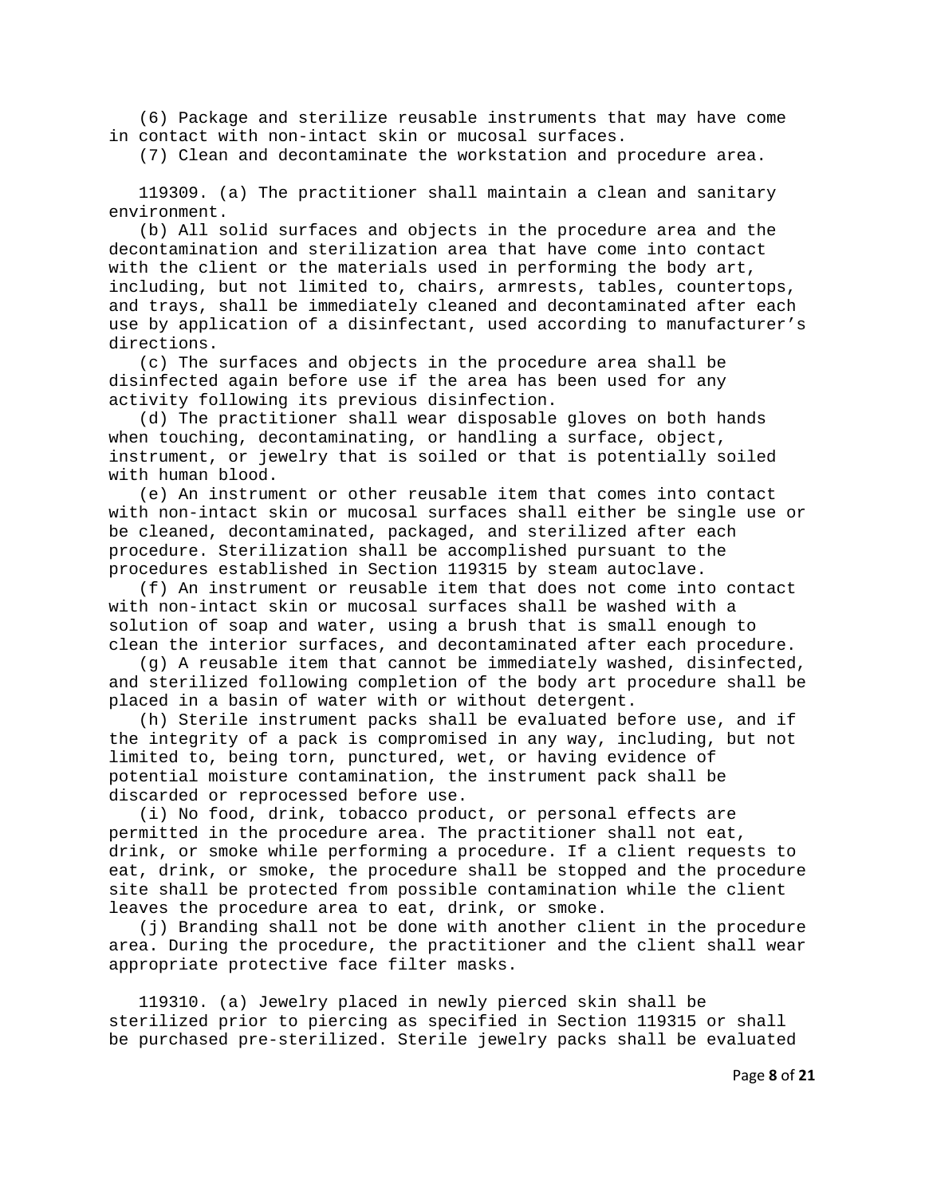(6) Package and sterilize reusable instruments that may have come in contact with non-intact skin or mucosal surfaces.

(7) Clean and decontaminate the workstation and procedure area.

119309. (a) The practitioner shall maintain a clean and sanitary environment.

(b) All solid surfaces and objects in the procedure area and the decontamination and sterilization area that have come into contact with the client or the materials used in performing the body art, including, but not limited to, chairs, armrests, tables, countertops, and trays, shall be immediately cleaned and decontaminated after each use by application of a disinfectant, used according to manufacturer's directions.

(c) The surfaces and objects in the procedure area shall be disinfected again before use if the area has been used for any activity following its previous disinfection.

(d) The practitioner shall wear disposable gloves on both hands when touching, decontaminating, or handling a surface, object, instrument, or jewelry that is soiled or that is potentially soiled with human blood.

(e) An instrument or other reusable item that comes into contact with non-intact skin or mucosal surfaces shall either be single use or be cleaned, decontaminated, packaged, and sterilized after each procedure. Sterilization shall be accomplished pursuant to the procedures established in Section 119315 by steam autoclave.

(f) An instrument or reusable item that does not come into contact with non-intact skin or mucosal surfaces shall be washed with a solution of soap and water, using a brush that is small enough to clean the interior surfaces, and decontaminated after each procedure.

(g) A reusable item that cannot be immediately washed, disinfected, and sterilized following completion of the body art procedure shall be placed in a basin of water with or without detergent.

(h) Sterile instrument packs shall be evaluated before use, and if the integrity of a pack is compromised in any way, including, but not limited to, being torn, punctured, wet, or having evidence of potential moisture contamination, the instrument pack shall be discarded or reprocessed before use.

(i) No food, drink, tobacco product, or personal effects are permitted in the procedure area. The practitioner shall not eat, drink, or smoke while performing a procedure. If a client requests to eat, drink, or smoke, the procedure shall be stopped and the procedure site shall be protected from possible contamination while the client leaves the procedure area to eat, drink, or smoke.

(j) Branding shall not be done with another client in the procedure area. During the procedure, the practitioner and the client shall wear appropriate protective face filter masks.

119310. (a) Jewelry placed in newly pierced skin shall be sterilized prior to piercing as specified in Section 119315 or shall be purchased pre-sterilized. Sterile jewelry packs shall be evaluated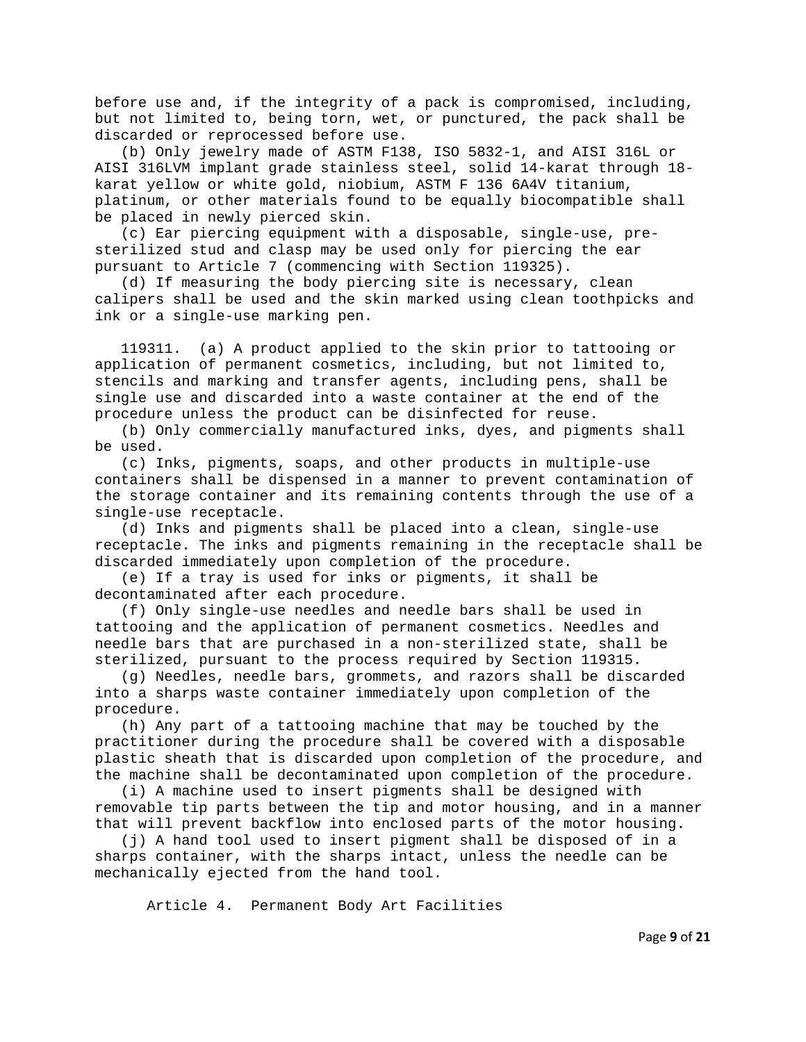before use and, if the integrity of a pack is compromised, including, but not limited to, being torn, wet, or punctured, the pack shall be discarded or reprocessed before use.

(b) Only jewelry made of ASTM F138, ISO 5832-1, and AISI 316L or AISI 316LVM implant grade stainless steel, solid 14-karat through 18-karat yellow or white gold, niobium, ASTM F 136 6A4V titanium, platinum, or other materials found to be equally biocompatible shall be placed in newly pierced skin.

(c) Ear piercing equipment with a disposable, single-use, pre-sterilized stud and clasp may be used only for piercing the ear pursuant to Article 7 (commencing with Section 119325).

(d) If measuring the body piercing site is necessary, clean calipers shall be used and the skin marked using clean toothpicks and ink or a single-use marking pen.

119311. (a) A product applied to the skin prior to tattooing or application of permanent cosmetics, including, but not limited to, stencils and marking and transfer agents, including pens, shall be single use and discarded into a waste container at the end of the procedure unless the product can be disinfected for reuse.

(b) Only commercially manufactured inks, dyes, and pigments shall be used.

(c) Inks, pigments, soaps, and other products in multiple-use containers shall be dispensed in a manner to prevent contamination of the storage container and its remaining contents through the use of a single-use receptacle.

(d) Inks and pigments shall be placed into a clean, single-use receptacle. The inks and pigments remaining in the receptacle shall be discarded immediately upon completion of the procedure.

(e) If a tray is used for inks or pigments, it shall be decontaminated after each procedure.

(f) Only single-use needles and needle bars shall be used in tattooing and the application of permanent cosmetics. Needles and needle bars that are purchased in a non-sterilized state, shall be sterilized, pursuant to the process required by Section 119315.

(g) Needles, needle bars, grommets, and razors shall be discarded into a sharps waste container immediately upon completion of the procedure.

(h) Any part of a tattooing machine that may be touched by the practitioner during the procedure shall be covered with a disposable plastic sheath that is discarded upon completion of the procedure, and the machine shall be decontaminated upon completion of the procedure.

(i) A machine used to insert pigments shall be designed with removable tip parts between the tip and motor housing, and in a manner that will prevent backflow into enclosed parts of the motor housing.

(j) A hand tool used to insert pigment shall be disposed of in a sharps container, with the sharps intact, unless the needle can be mechanically ejected from the hand tool.

## Article 4. Permanent Body Art Facilities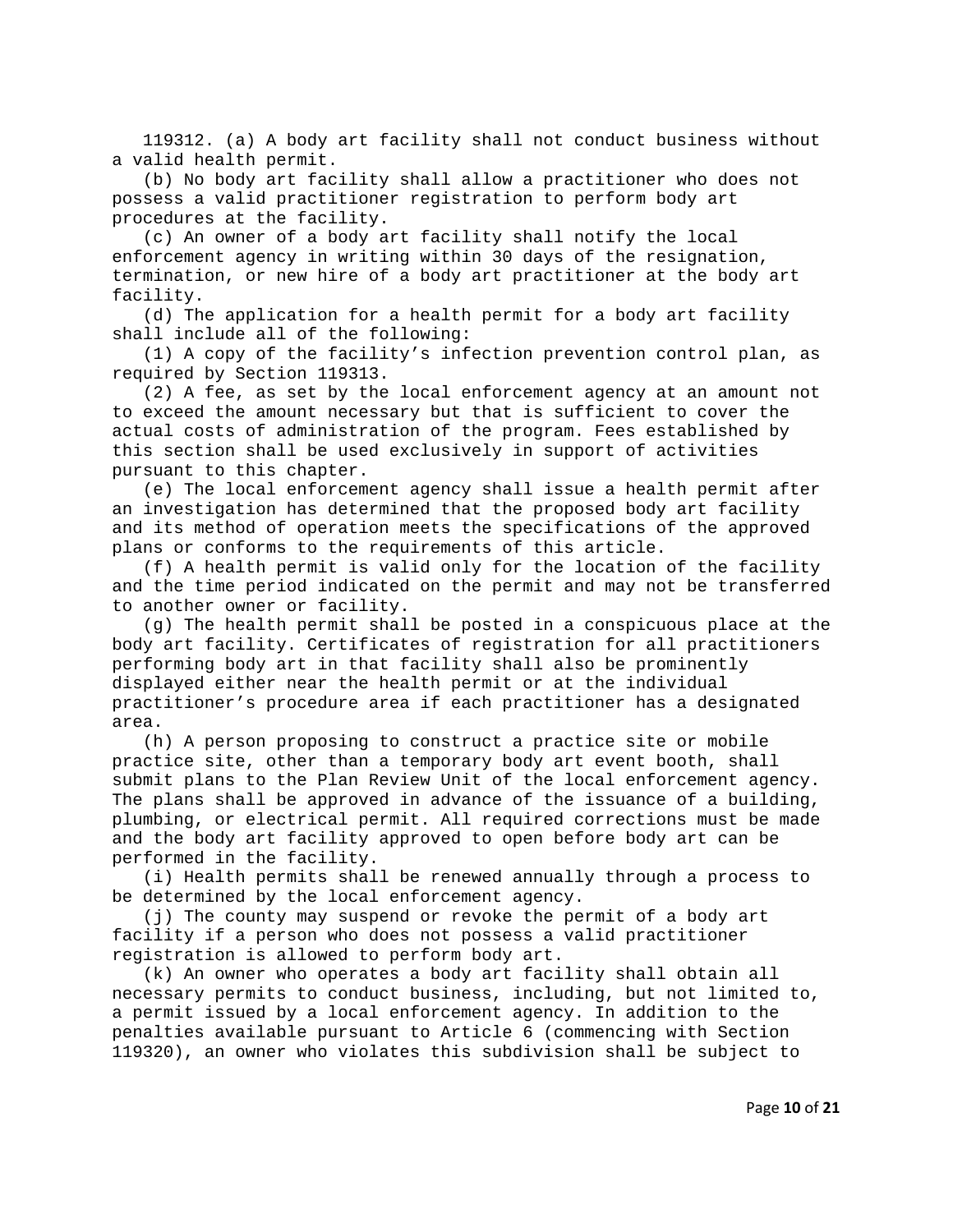119312. (a) A body art facility shall not conduct business without a valid health permit.

(b) No body art facility shall allow a practitioner who does not possess a valid practitioner registration to perform body art procedures at the facility.

(c) An owner of a body art facility shall notify the local enforcement agency in writing within 30 days of the resignation, termination, or new hire of a body art practitioner at the body art facility.

(d) The application for a health permit for a body art facility shall include all of the following:

(1) A copy of the facility's infection prevention control plan, as required by Section 119313.

(2) A fee, as set by the local enforcement agency at an amount not to exceed the amount necessary but that is sufficient to cover the actual costs of administration of the program. Fees established by this section shall be used exclusively in support of activities pursuant to this chapter.

(e) The local enforcement agency shall issue a health permit after an investigation has determined that the proposed body art facility and its method of operation meets the specifications of the approved plans or conforms to the requirements of this article.

(f) A health permit is valid only for the location of the facility and the time period indicated on the permit and may not be transferred to another owner or facility.

(g) The health permit shall be posted in a conspicuous place at the body art facility. Certificates of registration for all practitioners performing body art in that facility shall also be prominently displayed either near the health permit or at the individual practitioner's procedure area if each practitioner has a designated area.

(h) A person proposing to construct a practice site or mobile practice site, other than a temporary body art event booth, shall submit plans to the Plan Review Unit of the local enforcement agency. The plans shall be approved in advance of the issuance of a building, plumbing, or electrical permit. All required corrections must be made and the body art facility approved to open before body art can be performed in the facility.

(i) Health permits shall be renewed annually through a process to be determined by the local enforcement agency.

(j) The county may suspend or revoke the permit of a body art facility if a person who does not possess a valid practitioner registration is allowed to perform body art.

(k) An owner who operates a body art facility shall obtain all necessary permits to conduct business, including, but not limited to, a permit issued by a local enforcement agency. In addition to the penalties available pursuant to Article 6 (commencing with Section 119320), an owner who violates this subdivision shall be subject to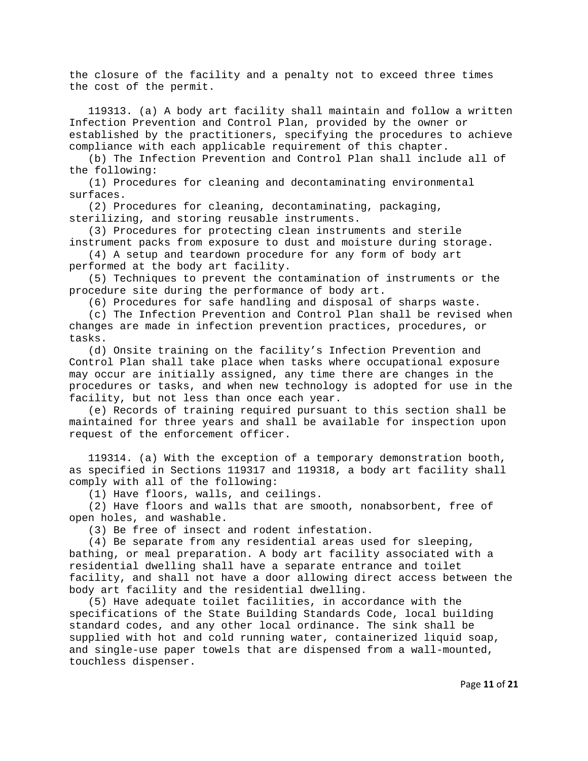the closure of the facility and a penalty not to exceed three times the cost of the permit.

119313. (a) A body art facility shall maintain and follow a written Infection Prevention and Control Plan, provided by the owner or established by the practitioners, specifying the procedures to achieve compliance with each applicable requirement of this chapter.

(b) The Infection Prevention and Control Plan shall include all of the following:

(1) Procedures for cleaning and decontaminating environmental surfaces.

(2) Procedures for cleaning, decontaminating, packaging, sterilizing, and storing reusable instruments.

(3) Procedures for protecting clean instruments and sterile instrument packs from exposure to dust and moisture during storage.

(4) A setup and teardown procedure for any form of body art performed at the body art facility.

(5) Techniques to prevent the contamination of instruments or the procedure site during the performance of body art.

(6) Procedures for safe handling and disposal of sharps waste.

(c) The Infection Prevention and Control Plan shall be revised when changes are made in infection prevention practices, procedures, or tasks.

(d) Onsite training on the facility's Infection Prevention and Control Plan shall take place when tasks where occupational exposure may occur are initially assigned, any time there are changes in the procedures or tasks, and when new technology is adopted for use in the facility, but not less than once each year.

(e) Records of training required pursuant to this section shall be maintained for three years and shall be available for inspection upon request of the enforcement officer.

119314. (a) With the exception of a temporary demonstration booth, as specified in Sections 119317 and 119318, a body art facility shall comply with all of the following:

(1) Have floors, walls, and ceilings.

(2) Have floors and walls that are smooth, nonabsorbent, free of open holes, and washable.

(3) Be free of insect and rodent infestation.

(4) Be separate from any residential areas used for sleeping, bathing, or meal preparation. A body art facility associated with a residential dwelling shall have a separate entrance and toilet facility, and shall not have a door allowing direct access between the body art facility and the residential dwelling.

(5) Have adequate toilet facilities, in accordance with the specifications of the State Building Standards Code, local building standard codes, and any other local ordinance. The sink shall be supplied with hot and cold running water, containerized liquid soap, and single-use paper towels that are dispensed from a wall-mounted, touchless dispenser.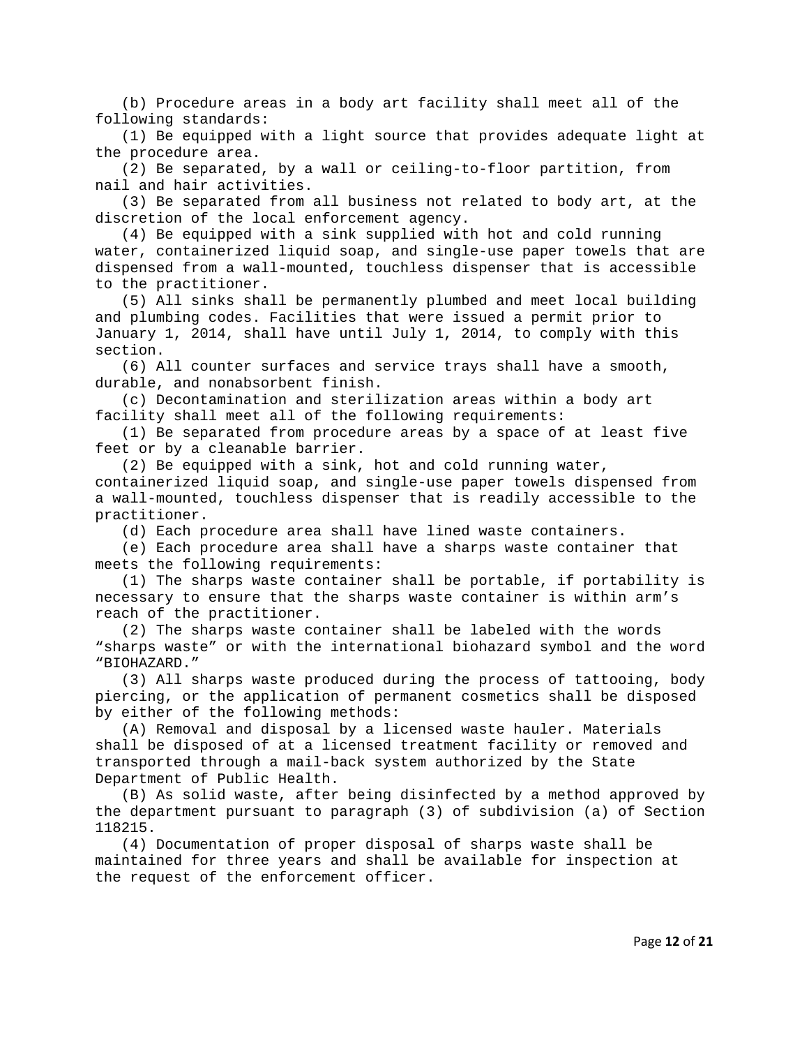(b) Procedure areas in a body art facility shall meet all of the following standards:

(1) Be equipped with a light source that provides adequate light at the procedure area.

(2) Be separated, by a wall or ceiling-to-floor partition, from nail and hair activities.

(3) Be separated from all business not related to body art, at the discretion of the local enforcement agency.

(4) Be equipped with a sink supplied with hot and cold running water, containerized liquid soap, and single-use paper towels that are dispensed from a wall-mounted, touchless dispenser that is accessible to the practitioner.

(5) All sinks shall be permanently plumbed and meet local building and plumbing codes. Facilities that were issued a permit prior to January 1, 2014, shall have until July 1, 2014, to comply with this section.

(6) All counter surfaces and service trays shall have a smooth, durable, and nonabsorbent finish.

(c) Decontamination and sterilization areas within a body art facility shall meet all of the following requirements:

(1) Be separated from procedure areas by a space of at least five feet or by a cleanable barrier.

(2) Be equipped with a sink, hot and cold running water, containerized liquid soap, and single-use paper towels dispensed from a wall-mounted, touchless dispenser that is readily accessible to the practitioner.

(d) Each procedure area shall have lined waste containers.

(e) Each procedure area shall have a sharps waste container that meets the following requirements:

(1) The sharps waste container shall be portable, if portability is necessary to ensure that the sharps waste container is within arm’s reach of the practitioner.

(2) The sharps waste container shall be labeled with the words “sharps waste” or with the international biohazard symbol and the word “BIOHAZARD.”

(3) All sharps waste produced during the process of tattooing, body piercing, or the application of permanent cosmetics shall be disposed by either of the following methods:

(A) Removal and disposal by a licensed waste hauler. Materials shall be disposed of at a licensed treatment facility or removed and transported through a mail-back system authorized by the State Department of Public Health.

(B) As solid waste, after being disinfected by a method approved by the department pursuant to paragraph (3) of subdivision (a) of Section 118215.

(4) Documentation of proper disposal of sharps waste shall be maintained for three years and shall be available for inspection at the request of the enforcement officer.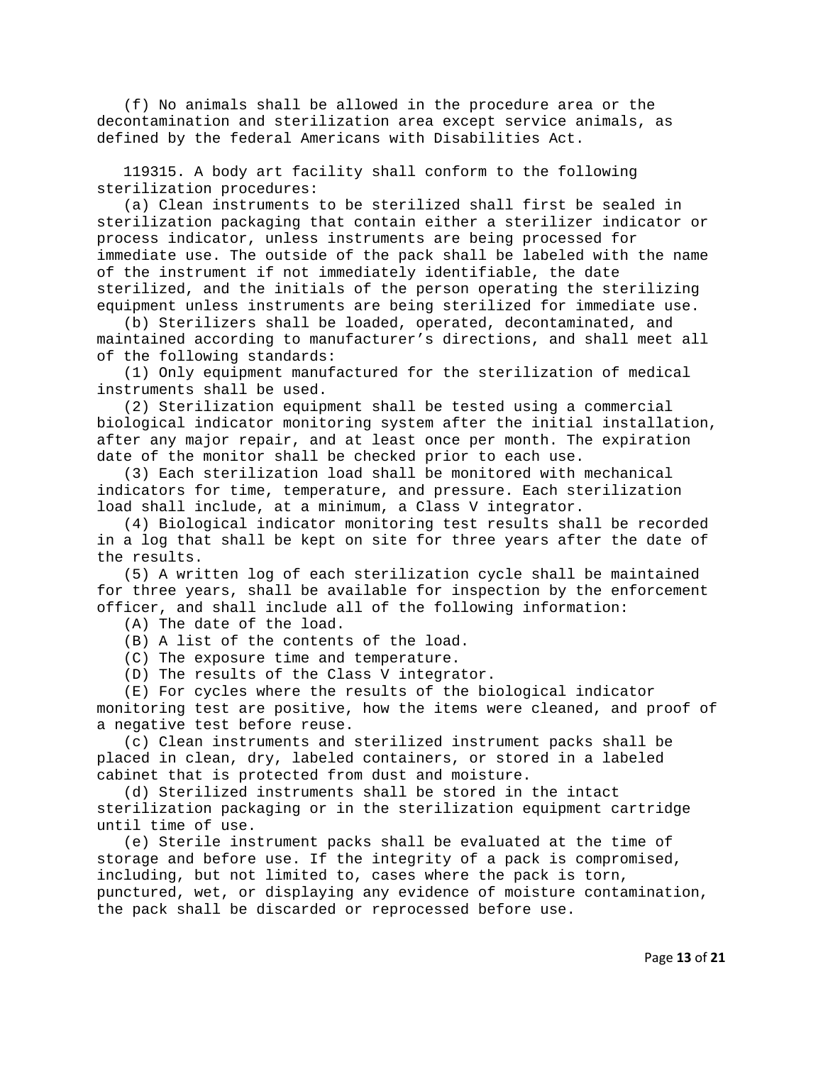(f) No animals shall be allowed in the procedure area or the decontamination and sterilization area except service animals, as defined by the federal Americans with Disabilities Act.

119315. A body art facility shall conform to the following sterilization procedures:

(a) Clean instruments to be sterilized shall first be sealed in sterilization packaging that contain either a sterilizer indicator or process indicator, unless instruments are being processed for immediate use. The outside of the pack shall be labeled with the name of the instrument if not immediately identifiable, the date sterilized, and the initials of the person operating the sterilizing equipment unless instruments are being sterilized for immediate use.

(b) Sterilizers shall be loaded, operated, decontaminated, and maintained according to manufacturer's directions, and shall meet all of the following standards:

(1) Only equipment manufactured for the sterilization of medical instruments shall be used.

(2) Sterilization equipment shall be tested using a commercial biological indicator monitoring system after the initial installation, after any major repair, and at least once per month. The expiration date of the monitor shall be checked prior to each use.

(3) Each sterilization load shall be monitored with mechanical indicators for time, temperature, and pressure. Each sterilization load shall include, at a minimum, a Class V integrator.

(4) Biological indicator monitoring test results shall be recorded in a log that shall be kept on site for three years after the date of the results.

(5) A written log of each sterilization cycle shall be maintained for three years, shall be available for inspection by the enforcement officer, and shall include all of the following information:

(A) The date of the load.

(B) A list of the contents of the load.

(C) The exposure time and temperature.

(D) The results of the Class V integrator.

(E) For cycles where the results of the biological indicator monitoring test are positive, how the items were cleaned, and proof of a negative test before reuse.

(c) Clean instruments and sterilized instrument packs shall be placed in clean, dry, labeled containers, or stored in a labeled cabinet that is protected from dust and moisture.

(d) Sterilized instruments shall be stored in the intact sterilization packaging or in the sterilization equipment cartridge until time of use.

(e) Sterile instrument packs shall be evaluated at the time of storage and before use. If the integrity of a pack is compromised, including, but not limited to, cases where the pack is torn, punctured, wet, or displaying any evidence of moisture contamination, the pack shall be discarded or reprocessed before use.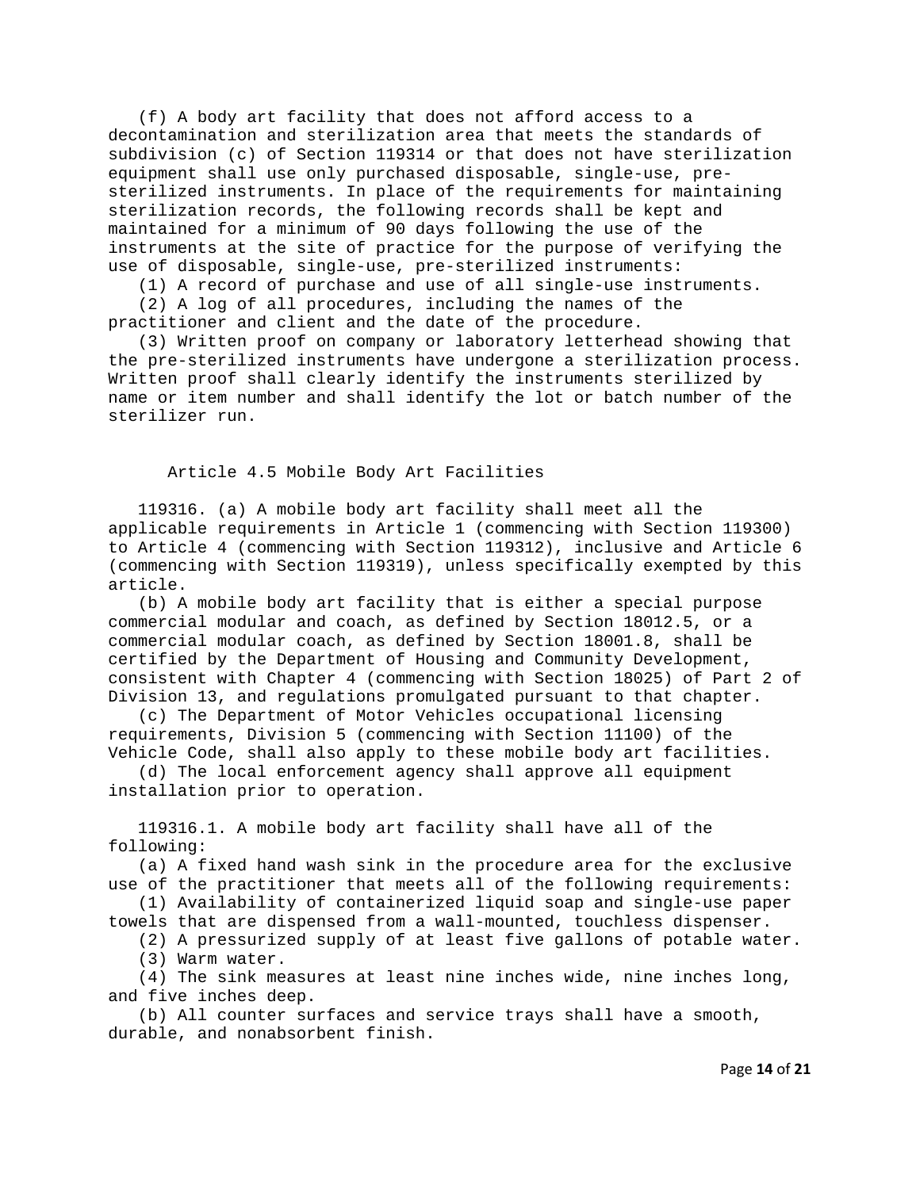(f) A body art facility that does not afford access to a decontamination and sterilization area that meets the standards of subdivision (c) of Section 119314 or that does not have sterilization equipment shall use only purchased disposable, single-use, pre-sterilized instruments. In place of the requirements for maintaining sterilization records, the following records shall be kept and maintained for a minimum of 90 days following the use of the instruments at the site of practice for the purpose of verifying the use of disposable, single-use, pre-sterilized instruments:

(1) A record of purchase and use of all single-use instruments.

(2) A log of all procedures, including the names of the practitioner and client and the date of the procedure.

(3) Written proof on company or laboratory letterhead showing that the pre-sterilized instruments have undergone a sterilization process. Written proof shall clearly identify the instruments sterilized by name or item number and shall identify the lot or batch number of the sterilizer run.

## Article 4.5 Mobile Body Art Facilities

119316. (a) A mobile body art facility shall meet all the applicable requirements in Article 1 (commencing with Section 119300) to Article 4 (commencing with Section 119312), inclusive and Article 6 (commencing with Section 119319), unless specifically exempted by this article.

(b) A mobile body art facility that is either a special purpose commercial modular and coach, as defined by Section 18012.5, or a commercial modular coach, as defined by Section 18001.8, shall be certified by the Department of Housing and Community Development, consistent with Chapter 4 (commencing with Section 18025) of Part 2 of Division 13, and regulations promulgated pursuant to that chapter.

(c) The Department of Motor Vehicles occupational licensing requirements, Division 5 (commencing with Section 11100) of the Vehicle Code, shall also apply to these mobile body art facilities.

(d) The local enforcement agency shall approve all equipment installation prior to operation.

119316.1. A mobile body art facility shall have all of the following:

(a) A fixed hand wash sink in the procedure area for the exclusive use of the practitioner that meets all of the following requirements:

(1) Availability of containerized liquid soap and single-use paper towels that are dispensed from a wall-mounted, touchless dispenser.

(2) A pressurized supply of at least five gallons of potable water.

(3) Warm water.

(4) The sink measures at least nine inches wide, nine inches long, and five inches deep.

(b) All counter surfaces and service trays shall have a smooth, durable, and nonabsorbent finish.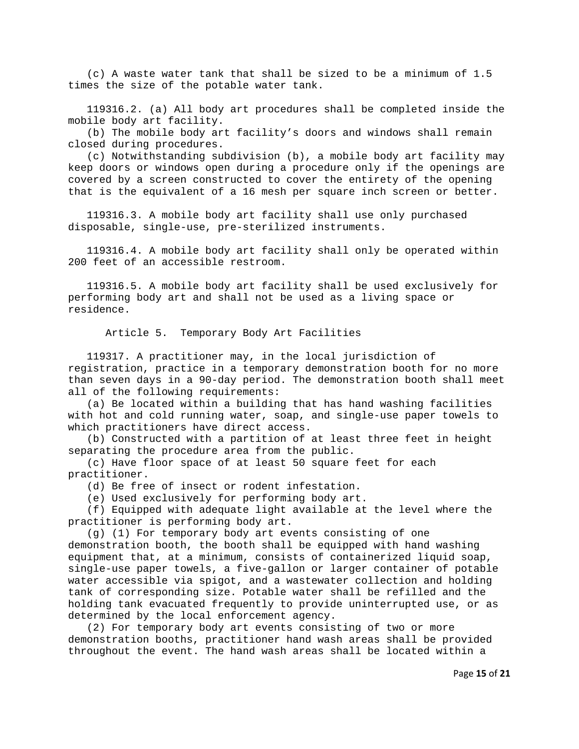(c) A waste water tank that shall be sized to be a minimum of 1.5 times the size of the potable water tank.

119316.2. (a) All body art procedures shall be completed inside the mobile body art facility.

(b) The mobile body art facility’s doors and windows shall remain closed during procedures.

(c) Notwithstanding subdivision (b), a mobile body art facility may keep doors or windows open during a procedure only if the openings are covered by a screen constructed to cover the entirety of the opening that is the equivalent of a 16 mesh per square inch screen or better.

119316.3. A mobile body art facility shall use only purchased disposable, single-use, pre-sterilized instruments.

119316.4. A mobile body art facility shall only be operated within 200 feet of an accessible restroom.

119316.5. A mobile body art facility shall be used exclusively for performing body art and shall not be used as a living space or residence.

## Article 5. Temporary Body Art Facilities

119317. A practitioner may, in the local jurisdiction of registration, practice in a temporary demonstration booth for no more than seven days in a 90-day period. The demonstration booth shall meet all of the following requirements:

(a) Be located within a building that has hand washing facilities with hot and cold running water, soap, and single-use paper towels to which practitioners have direct access.

(b) Constructed with a partition of at least three feet in height separating the procedure area from the public.

(c) Have floor space of at least 50 square feet for each practitioner.

(d) Be free of insect or rodent infestation.

(e) Used exclusively for performing body art.

(f) Equipped with adequate light available at the level where the practitioner is performing body art.

(g) (1) For temporary body art events consisting of one demonstration booth, the booth shall be equipped with hand washing equipment that, at a minimum, consists of containerized liquid soap, single-use paper towels, a five-gallon or larger container of potable water accessible via spigot, and a wastewater collection and holding tank of corresponding size. Potable water shall be refilled and the holding tank evacuated frequently to provide uninterrupted use, or as determined by the local enforcement agency.

(2) For temporary body art events consisting of two or more demonstration booths, practitioner hand wash areas shall be provided throughout the event. The hand wash areas shall be located within a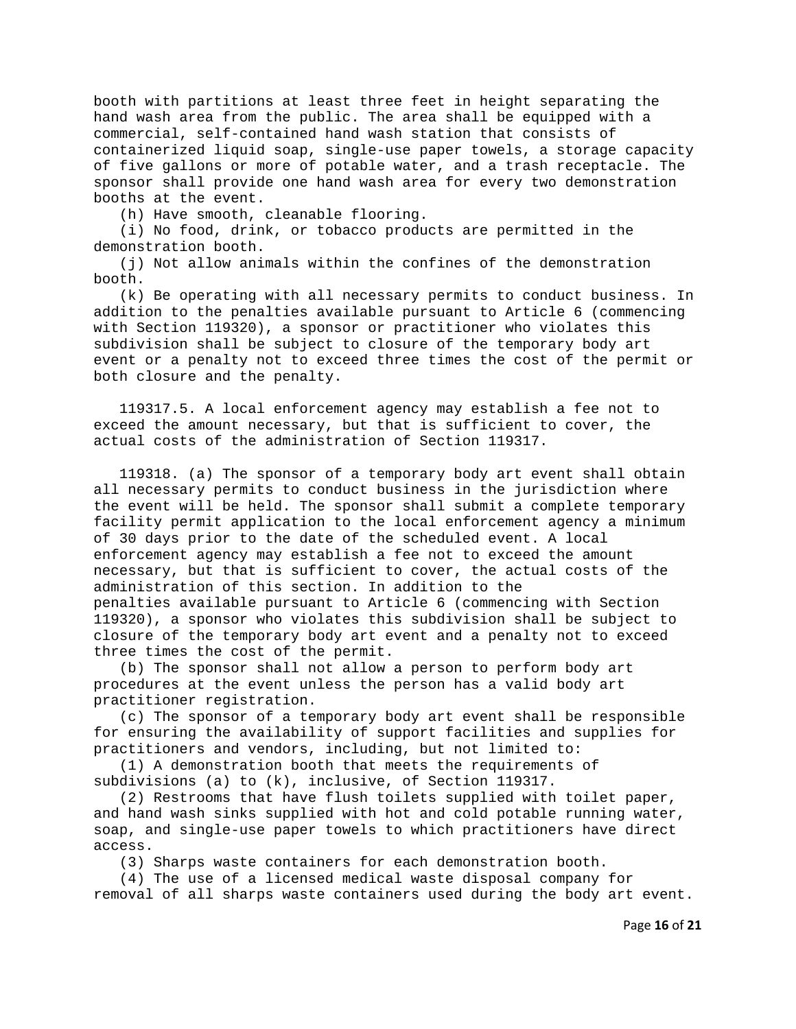booth with partitions at least three feet in height separating the hand wash area from the public. The area shall be equipped with a commercial, self-contained hand wash station that consists of containerized liquid soap, single-use paper towels, a storage capacity of five gallons or more of potable water, and a trash receptacle. The sponsor shall provide one hand wash area for every two demonstration booths at the event.

(h) Have smooth, cleanable flooring.

(i) No food, drink, or tobacco products are permitted in the demonstration booth.

(j) Not allow animals within the confines of the demonstration booth.

(k) Be operating with all necessary permits to conduct business. In addition to the penalties available pursuant to Article 6 (commencing with Section 119320), a sponsor or practitioner who violates this subdivision shall be subject to closure of the temporary body art event or a penalty not to exceed three times the cost of the permit or both closure and the penalty.

119317.5. A local enforcement agency may establish a fee not to exceed the amount necessary, but that is sufficient to cover, the actual costs of the administration of Section 119317.

119318. (a) The sponsor of a temporary body art event shall obtain all necessary permits to conduct business in the jurisdiction where the event will be held. The sponsor shall submit a complete temporary facility permit application to the local enforcement agency a minimum of 30 days prior to the date of the scheduled event. A local enforcement agency may establish a fee not to exceed the amount necessary, but that is sufficient to cover, the actual costs of the administration of this section. In addition to the penalties available pursuant to Article 6 (commencing with Section 119320), a sponsor who violates this subdivision shall be subject to closure of the temporary body art event and a penalty not to exceed three times the cost of the permit.

(b) The sponsor shall not allow a person to perform body art procedures at the event unless the person has a valid body art practitioner registration.

(c) The sponsor of a temporary body art event shall be responsible for ensuring the availability of support facilities and supplies for practitioners and vendors, including, but not limited to:

(1) A demonstration booth that meets the requirements of subdivisions (a) to (k), inclusive, of Section 119317.

(2) Restrooms that have flush toilets supplied with toilet paper, and hand wash sinks supplied with hot and cold potable running water, soap, and single-use paper towels to which practitioners have direct access.

(3) Sharps waste containers for each demonstration booth.

(4) The use of a licensed medical waste disposal company for removal of all sharps waste containers used during the body art event.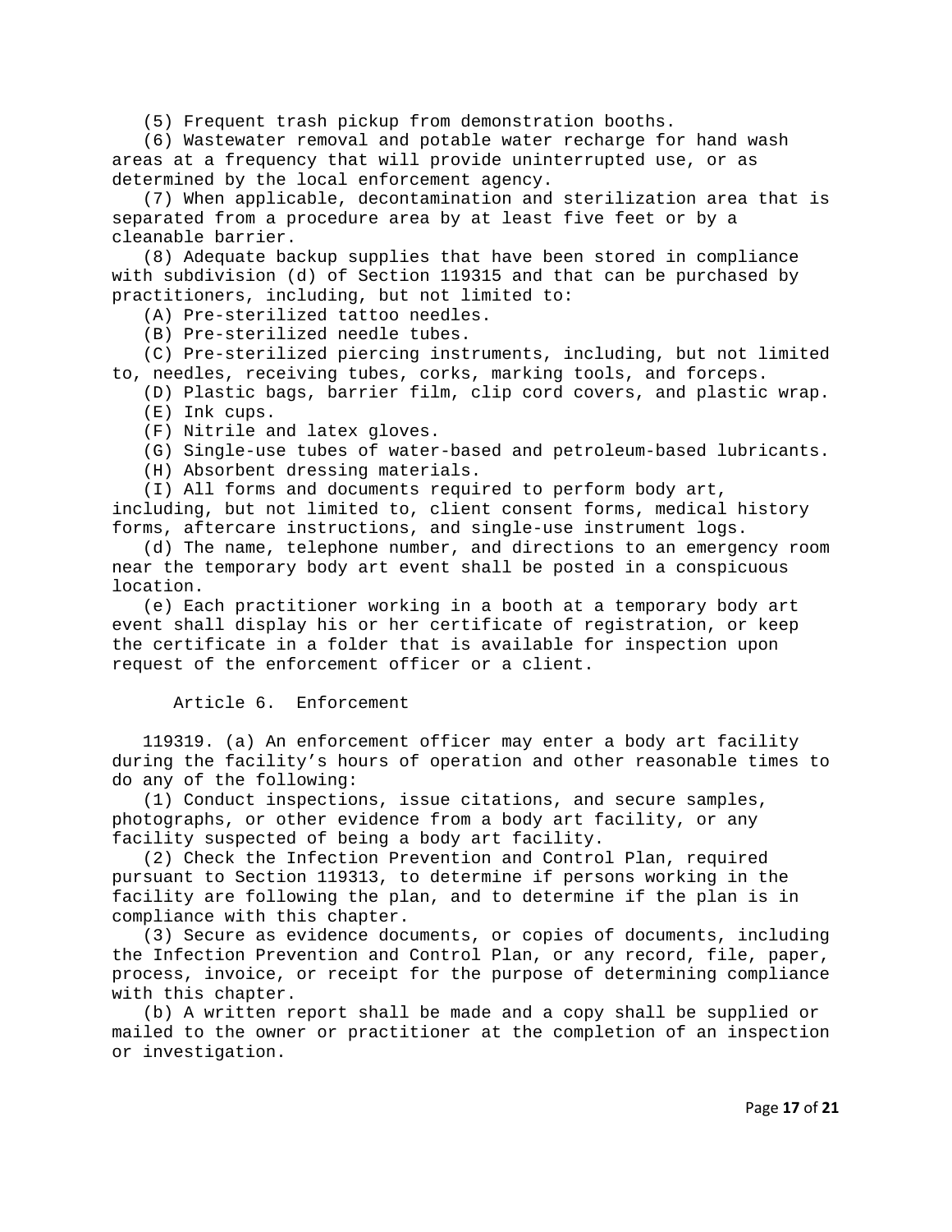(5) Frequent trash pickup from demonstration booths.

(6) Wastewater removal and potable water recharge for hand wash areas at a frequency that will provide uninterrupted use, or as determined by the local enforcement agency.

(7) When applicable, decontamination and sterilization area that is separated from a procedure area by at least five feet or by a cleanable barrier.

(8) Adequate backup supplies that have been stored in compliance with subdivision (d) of Section 119315 and that can be purchased by practitioners, including, but not limited to:

(A) Pre-sterilized tattoo needles.

(B) Pre-sterilized needle tubes.

(C) Pre-sterilized piercing instruments, including, but not limited to, needles, receiving tubes, corks, marking tools, and forceps.

(D) Plastic bags, barrier film, clip cord covers, and plastic wrap.

(E) Ink cups.

(F) Nitrile and latex gloves.

(G) Single-use tubes of water-based and petroleum-based lubricants.

(H) Absorbent dressing materials.

(I) All forms and documents required to perform body art, including, but not limited to, client consent forms, medical history forms, aftercare instructions, and single-use instrument logs.

(d) The name, telephone number, and directions to an emergency room near the temporary body art event shall be posted in a conspicuous location.

(e) Each practitioner working in a booth at a temporary body art event shall display his or her certificate of registration, or keep the certificate in a folder that is available for inspection upon request of the enforcement officer or a client.

## Article 6. Enforcement

119319. (a) An enforcement officer may enter a body art facility during the facility's hours of operation and other reasonable times to do any of the following:

(1) Conduct inspections, issue citations, and secure samples, photographs, or other evidence from a body art facility, or any facility suspected of being a body art facility.

(2) Check the Infection Prevention and Control Plan, required pursuant to Section 119313, to determine if persons working in the facility are following the plan, and to determine if the plan is in compliance with this chapter.

(3) Secure as evidence documents, or copies of documents, including the Infection Prevention and Control Plan, or any record, file, paper, process, invoice, or receipt for the purpose of determining compliance with this chapter.

(b) A written report shall be made and a copy shall be supplied or mailed to the owner or practitioner at the completion of an inspection or investigation.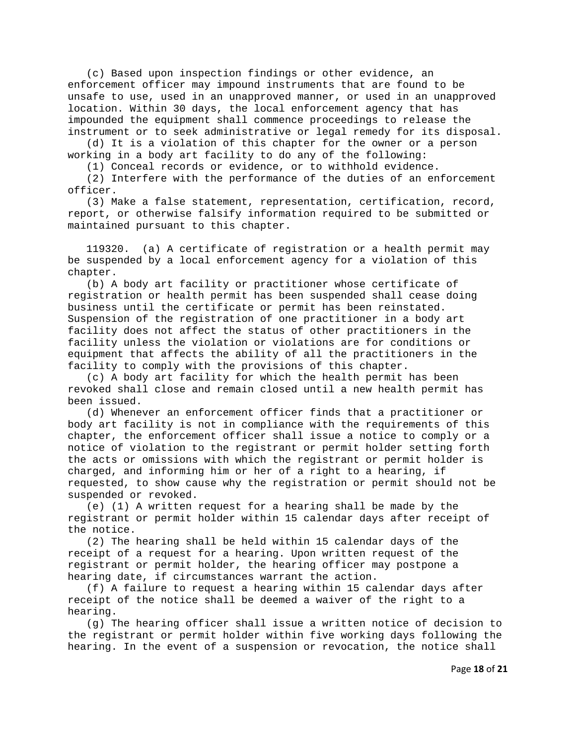(c) Based upon inspection findings or other evidence, an enforcement officer may impound instruments that are found to be unsafe to use, used in an unapproved manner, or used in an unapproved location. Within 30 days, the local enforcement agency that has impounded the equipment shall commence proceedings to release the instrument or to seek administrative or legal remedy for its disposal.

(d) It is a violation of this chapter for the owner or a person working in a body art facility to do any of the following:

(1) Conceal records or evidence, or to withhold evidence.

(2) Interfere with the performance of the duties of an enforcement officer.

(3) Make a false statement, representation, certification, record, report, or otherwise falsify information required to be submitted or maintained pursuant to this chapter.

119320. (a) A certificate of registration or a health permit may be suspended by a local enforcement agency for a violation of this chapter.

(b) A body art facility or practitioner whose certificate of registration or health permit has been suspended shall cease doing business until the certificate or permit has been reinstated. Suspension of the registration of one practitioner in a body art facility does not affect the status of other practitioners in the facility unless the violation or violations are for conditions or equipment that affects the ability of all the practitioners in the facility to comply with the provisions of this chapter.

(c) A body art facility for which the health permit has been revoked shall close and remain closed until a new health permit has been issued.

(d) Whenever an enforcement officer finds that a practitioner or body art facility is not in compliance with the requirements of this chapter, the enforcement officer shall issue a notice to comply or a notice of violation to the registrant or permit holder setting forth the acts or omissions with which the registrant or permit holder is charged, and informing him or her of a right to a hearing, if requested, to show cause why the registration or permit should not be suspended or revoked.

(e) (1) A written request for a hearing shall be made by the registrant or permit holder within 15 calendar days after receipt of the notice.

(2) The hearing shall be held within 15 calendar days of the receipt of a request for a hearing. Upon written request of the registrant or permit holder, the hearing officer may postpone a hearing date, if circumstances warrant the action.

(f) A failure to request a hearing within 15 calendar days after receipt of the notice shall be deemed a waiver of the right to a hearing.

(g) The hearing officer shall issue a written notice of decision to the registrant or permit holder within five working days following the hearing. In the event of a suspension or revocation, the notice shall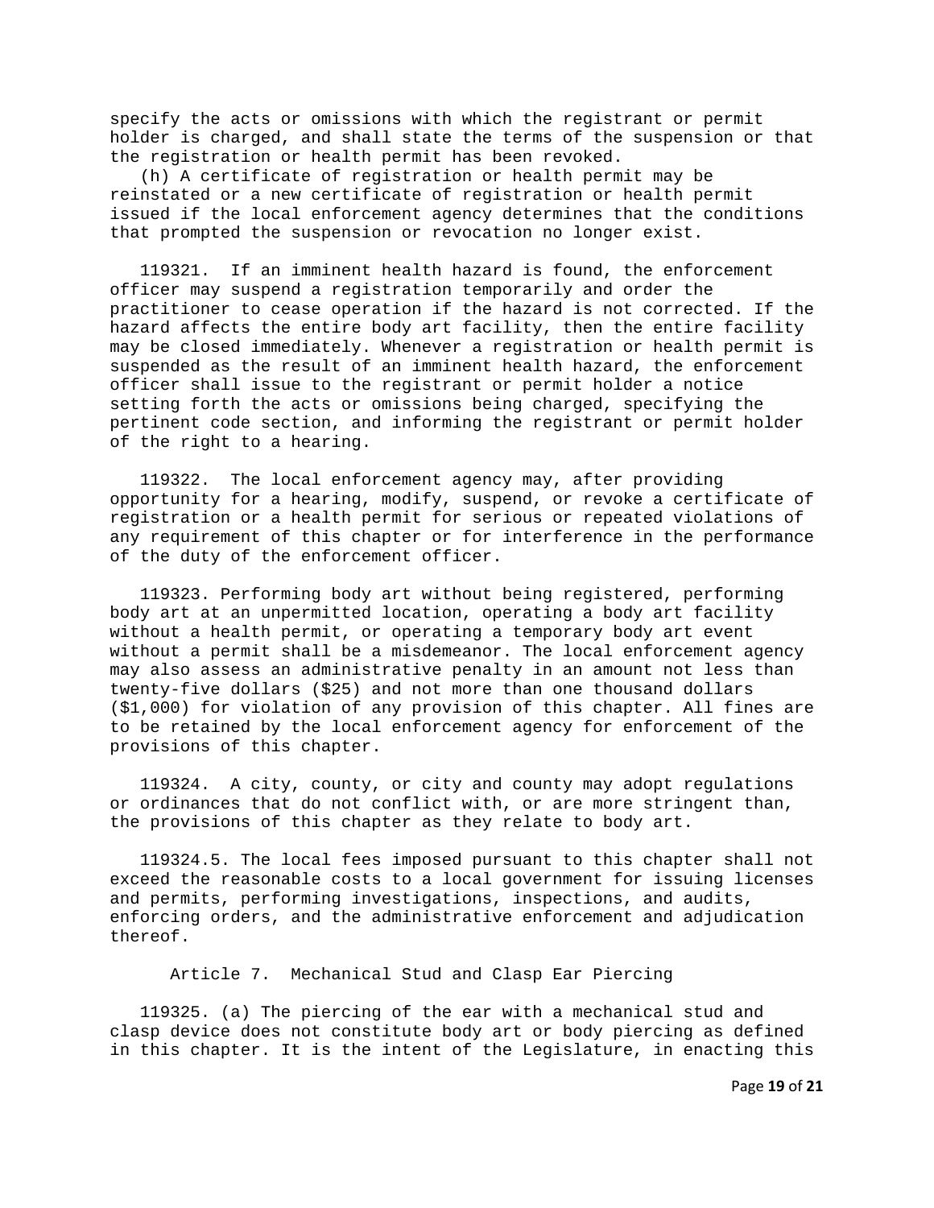specify the acts or omissions with which the registrant or permit holder is charged, and shall state the terms of the suspension or that the registration or health permit has been revoked.

(h) A certificate of registration or health permit may be reinstated or a new certificate of registration or health permit issued if the local enforcement agency determines that the conditions that prompted the suspension or revocation no longer exist.

119321. If an imminent health hazard is found, the enforcement officer may suspend a registration temporarily and order the practitioner to cease operation if the hazard is not corrected. If the hazard affects the entire body art facility, then the entire facility may be closed immediately. Whenever a registration or health permit is suspended as the result of an imminent health hazard, the enforcement officer shall issue to the registrant or permit holder a notice setting forth the acts or omissions being charged, specifying the pertinent code section, and informing the registrant or permit holder of the right to a hearing.

119322. The local enforcement agency may, after providing opportunity for a hearing, modify, suspend, or revoke a certificate of registration or a health permit for serious or repeated violations of any requirement of this chapter or for interference in the performance of the duty of the enforcement officer.

119323. Performing body art without being registered, performing body art at an unpermitted location, operating a body art facility without a health permit, or operating a temporary body art event without a permit shall be a misdemeanor. The local enforcement agency may also assess an administrative penalty in an amount not less than twenty-five dollars ($25) and not more than one thousand dollars ($1,000) for violation of any provision of this chapter. All fines are to be retained by the local enforcement agency for enforcement of the provisions of this chapter.

119324. A city, county, or city and county may adopt regulations or ordinances that do not conflict with, or are more stringent than, the provisions of this chapter as they relate to body art.

119324.5. The local fees imposed pursuant to this chapter shall not exceed the reasonable costs to a local government for issuing licenses and permits, performing investigations, inspections, and audits, enforcing orders, and the administrative enforcement and adjudication thereof.

## Article 7. Mechanical Stud and Clasp Ear Piercing

119325. (a) The piercing of the ear with a mechanical stud and clasp device does not constitute body art or body piercing as defined in this chapter. It is the intent of the Legislature, in enacting this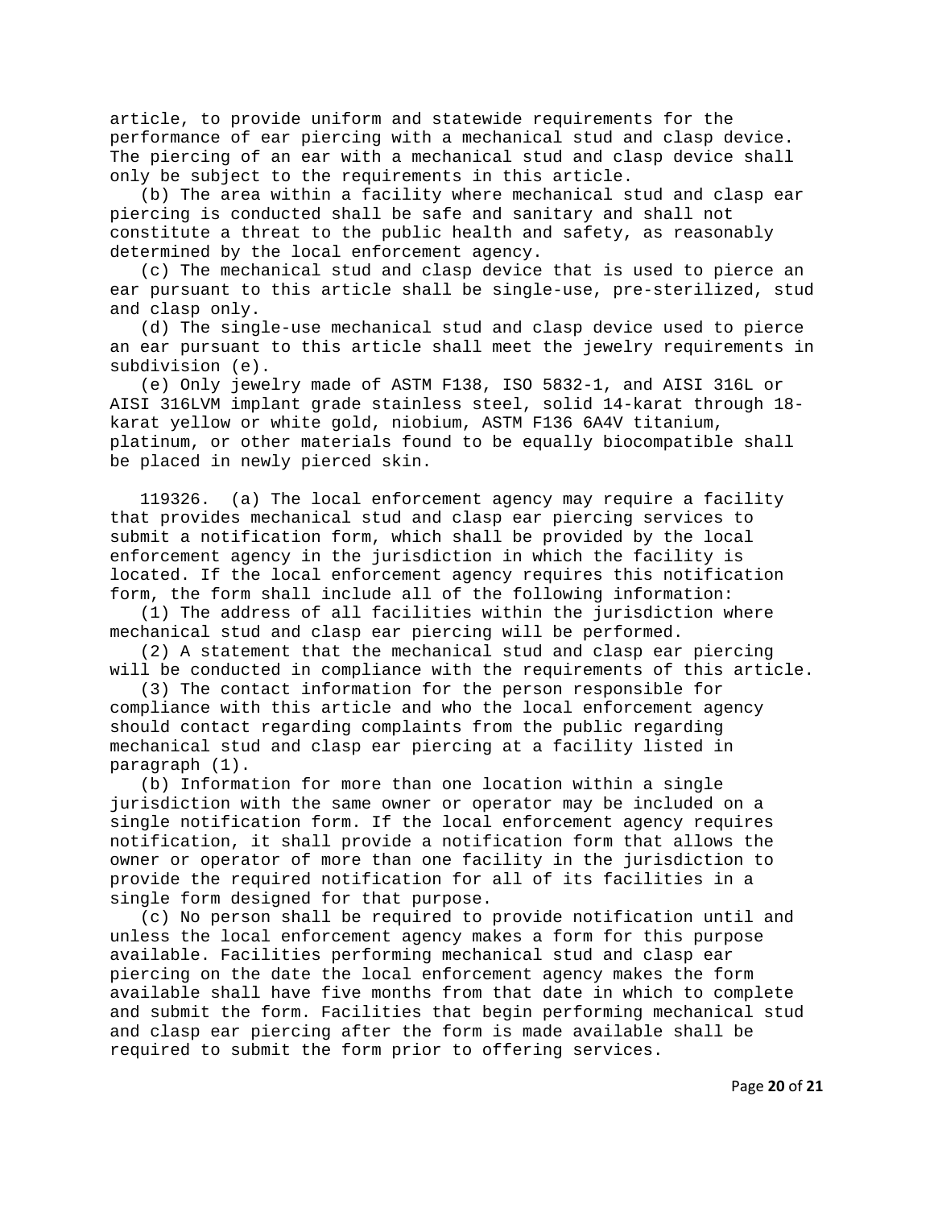article, to provide uniform and statewide requirements for the performance of ear piercing with a mechanical stud and clasp device. The piercing of an ear with a mechanical stud and clasp device shall only be subject to the requirements in this article.

(b) The area within a facility where mechanical stud and clasp ear piercing is conducted shall be safe and sanitary and shall not constitute a threat to the public health and safety, as reasonably determined by the local enforcement agency.

(c) The mechanical stud and clasp device that is used to pierce an ear pursuant to this article shall be single-use, pre-sterilized, stud and clasp only.

(d) The single-use mechanical stud and clasp device used to pierce an ear pursuant to this article shall meet the jewelry requirements in subdivision (e).

(e) Only jewelry made of ASTM F138, ISO 5832-1, and AISI 316L or AISI 316LVM implant grade stainless steel, solid 14-karat through 18-karat yellow or white gold, niobium, ASTM F136 6A4V titanium, platinum, or other materials found to be equally biocompatible shall be placed in newly pierced skin.

119326. (a) The local enforcement agency may require a facility that provides mechanical stud and clasp ear piercing services to submit a notification form, which shall be provided by the local enforcement agency in the jurisdiction in which the facility is located. If the local enforcement agency requires this notification form, the form shall include all of the following information:

(1) The address of all facilities within the jurisdiction where mechanical stud and clasp ear piercing will be performed.

(2) A statement that the mechanical stud and clasp ear piercing will be conducted in compliance with the requirements of this article.

(3) The contact information for the person responsible for compliance with this article and who the local enforcement agency should contact regarding complaints from the public regarding mechanical stud and clasp ear piercing at a facility listed in paragraph (1).

(b) Information for more than one location within a single jurisdiction with the same owner or operator may be included on a single notification form. If the local enforcement agency requires notification, it shall provide a notification form that allows the owner or operator of more than one facility in the jurisdiction to provide the required notification for all of its facilities in a single form designed for that purpose.

(c) No person shall be required to provide notification until and unless the local enforcement agency makes a form for this purpose available. Facilities performing mechanical stud and clasp ear piercing on the date the local enforcement agency makes the form available shall have five months from that date in which to complete and submit the form. Facilities that begin performing mechanical stud and clasp ear piercing after the form is made available shall be required to submit the form prior to offering services.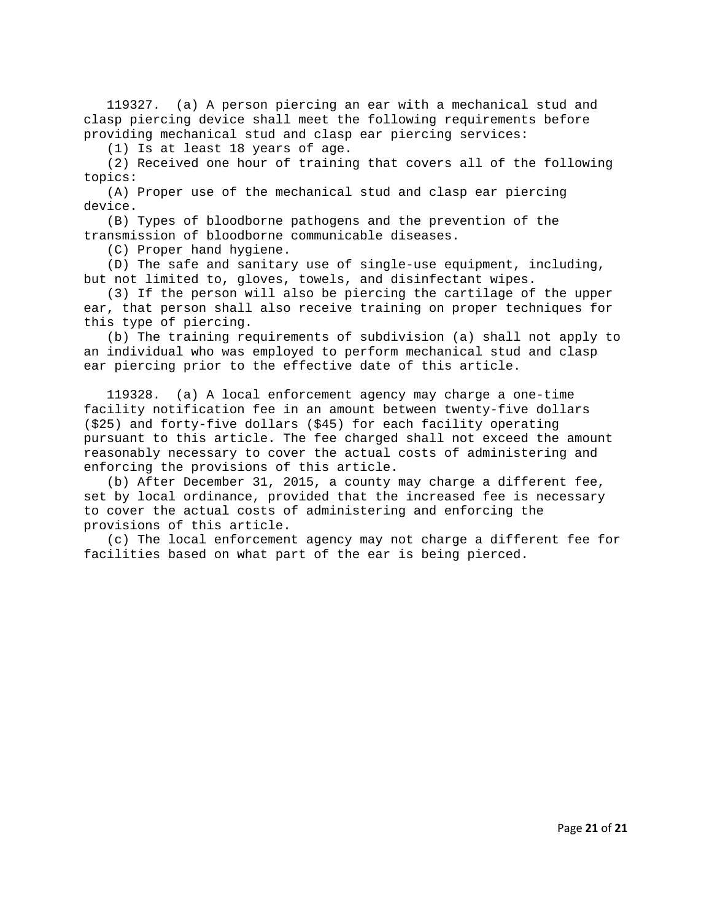119327. (a) A person piercing an ear with a mechanical stud and clasp piercing device shall meet the following requirements before providing mechanical stud and clasp ear piercing services:

(1) Is at least 18 years of age.

(2) Received one hour of training that covers all of the following topics:

(A) Proper use of the mechanical stud and clasp ear piercing device.

(B) Types of bloodborne pathogens and the prevention of the transmission of bloodborne communicable diseases.

(C) Proper hand hygiene.

(D) The safe and sanitary use of single-use equipment, including, but not limited to, gloves, towels, and disinfectant wipes.

(3) If the person will also be piercing the cartilage of the upper ear, that person shall also receive training on proper techniques for this type of piercing.

(b) The training requirements of subdivision (a) shall not apply to an individual who was employed to perform mechanical stud and clasp ear piercing prior to the effective date of this article.

119328. (a) A local enforcement agency may charge a one-time facility notification fee in an amount between twenty-five dollars ($25) and forty-five dollars ($45) for each facility operating pursuant to this article. The fee charged shall not exceed the amount reasonably necessary to cover the actual costs of administering and enforcing the provisions of this article.

(b) After December 31, 2015, a county may charge a different fee, set by local ordinance, provided that the increased fee is necessary to cover the actual costs of administering and enforcing the provisions of this article.

(c) The local enforcement agency may not charge a different fee for facilities based on what part of the ear is being pierced.